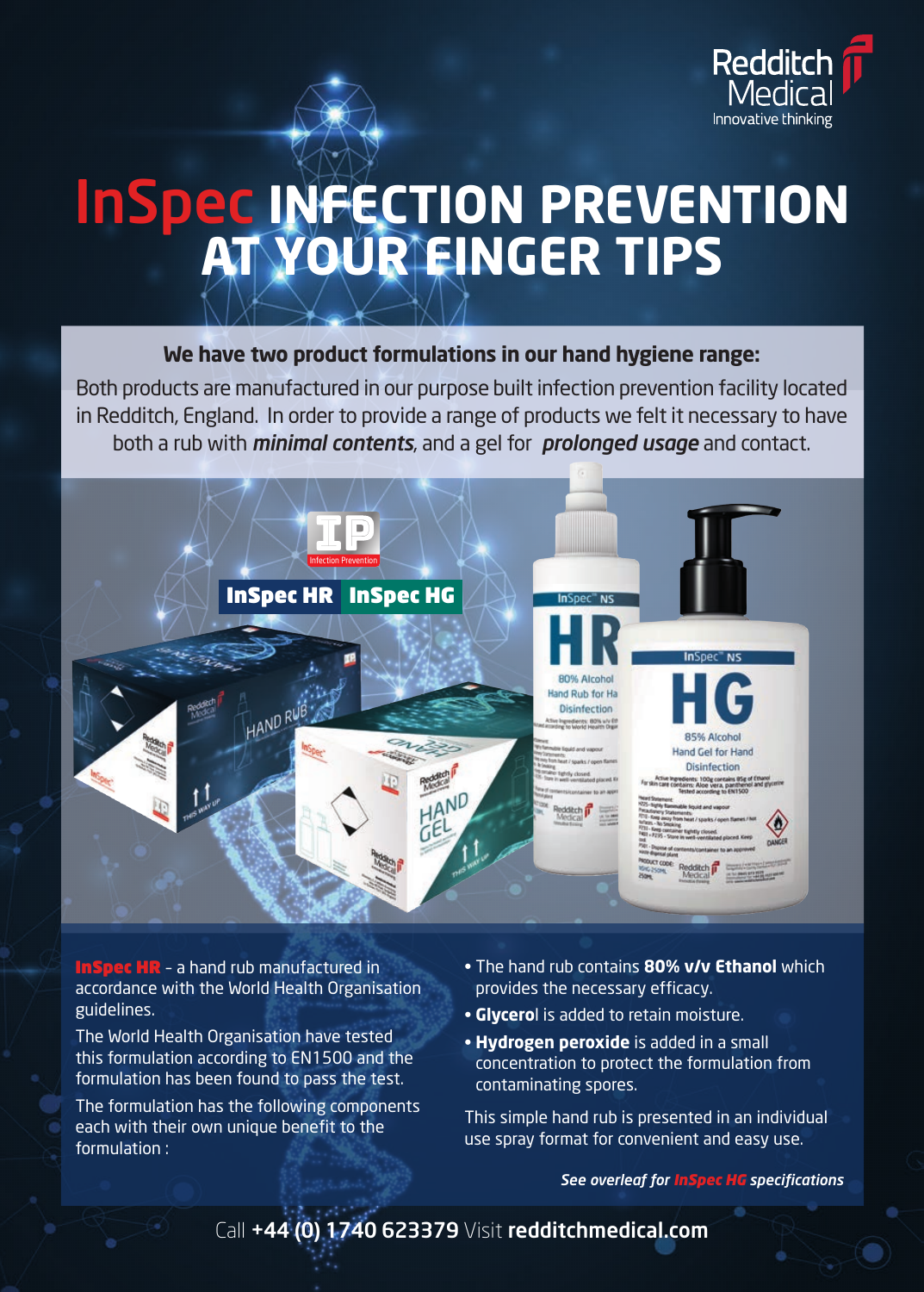Redditch Medical
Innovative thinking

# InSpec INFECTION PREVENTION AT YOUR FINGER TIPS

**We have two product formulations in our hand hygiene range:**

Both products are manufactured in our purpose built infection prevention facility located in Redditch, England. In order to provide a range of products we felt it necessary to have both a rub with ***minimal contents***, and a gel for ***prolonged usage*** and contact.

**InSpec HR** | **InSpec HG**

**InSpec HR** - a hand rub manufactured in accordance with the World Health Organisation guidelines.

The World Health Organisation have tested this formulation according to EN1500 and the formulation has been found to pass the test.

The formulation has the following components each with their own unique benefit to the formulation :

- The hand rub contains **80% v/v Ethanol** which provides the necessary efficacy.
- **Glycerol** is added to retain moisture.
- **Hydrogen peroxide** is added in a small concentration to protect the formulation from contaminating spores.

This simple hand rub is presented in an individual use spray format for convenient and easy use.

***See overleaf for InSpec HG specifications***

Call **+44 (0) 1740 623379** Visit **redditchmedical.com**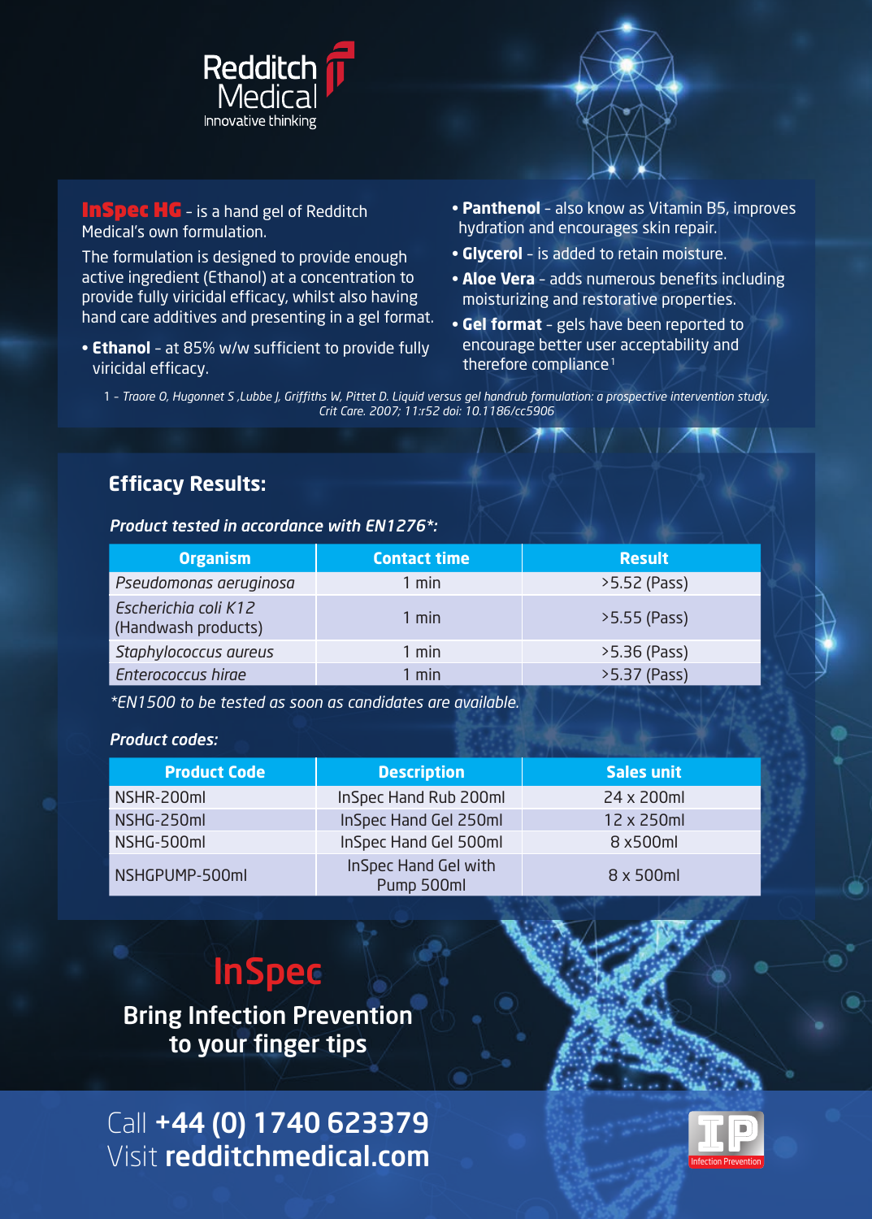Redditch Medical
Innovative thinking

**InSpec HG** - is a hand gel of Redditch Medical's own formulation.

The formulation is designed to provide enough active ingredient (Ethanol) at a concentration to provide fully viricidal efficacy, whilst also having hand care additives and presenting in a gel format.

- **Ethanol** - at 85% w/w sufficient to provide fully viricidal efficacy.
- **Panthenol** - also know as Vitamin B5, improves hydration and encourages skin repair.
- **Glycerol** - is added to retain moisture.
- **Aloe Vera** - adds numerous benefits including moisturizing and restorative properties.
- **Gel format** - gels have been reported to encourage better user acceptability and therefore compliance[1]

*1 - Traore O, Hugonnet S ,Lubbe J, Griffiths W, Pittet D. Liquid versus gel handrub formulation: a prospective intervention study. Crit Care. 2007; 11:r52 doi: 10.1186/cc5906*

## Efficacy Results:

***Product tested in accordance with EN1276*:***

| Organism | Contact time | Result |
|---|---|---|
| *Pseudomonas aeruginosa* | 1 min | >5.52 (Pass) |
| *Escherichia coli K12* (Handwash products) | 1 min | >5.55 (Pass) |
| *Staphylococcus aureus* | 1 min | >5.36 (Pass) |
| *Enterococcus hirae* | 1 min | >5.37 (Pass) |

**Product codes:*

| Product Code | Description | Sales unit |
|---|---|---|
| NSHR-200ml | InSpec Hand Rub 200ml | 24 x 200ml |
| NSHG-250ml | InSpec Hand Gel 250ml | 12 x 250ml |
| NSHG-500ml | InSpec Hand Gel 500ml | 8 x500ml |
| NSHGPUMP-500ml | InSpec Hand Gel with Pump 500ml | 8 x 500ml |

# InSpec

## Bring Infection Prevention to your finger tips

Call **+44 (0) 1740 623379**
Visit **redditchmedical.com**

IP Infection Prevention